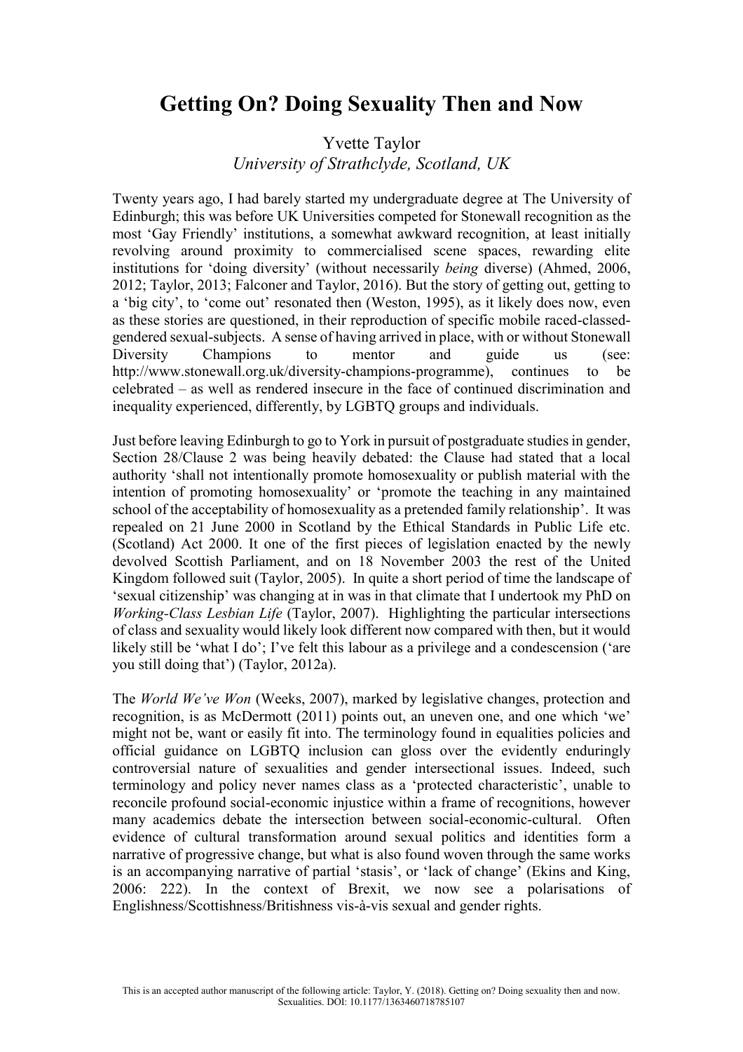# Getting On? Doing Sexuality Then and Now

Yvette Taylor
*University of Strathclyde, Scotland, UK*

Twenty years ago, I had barely started my undergraduate degree at The University of Edinburgh; this was before UK Universities competed for Stonewall recognition as the most 'Gay Friendly' institutions, a somewhat awkward recognition, at least initially revolving around proximity to commercialised scene spaces, rewarding elite institutions for 'doing diversity' (without necessarily *being* diverse) (Ahmed, 2006, 2012; Taylor, 2013; Falconer and Taylor, 2016). But the story of getting out, getting to a 'big city', to 'come out' resonated then (Weston, 1995), as it likely does now, even as these stories are questioned, in their reproduction of specific mobile raced-classed-gendered sexual-subjects. A sense of having arrived in place, with or without Stonewall Diversity Champions to mentor and guide us (see: http://www.stonewall.org.uk/diversity-champions-programme), continues to be celebrated – as well as rendered insecure in the face of continued discrimination and inequality experienced, differently, by LGBTQ groups and individuals.

Just before leaving Edinburgh to go to York in pursuit of postgraduate studies in gender, Section 28/Clause 2 was being heavily debated: the Clause had stated that a local authority 'shall not intentionally promote homosexuality or publish material with the intention of promoting homosexuality' or 'promote the teaching in any maintained school of the acceptability of homosexuality as a pretended family relationship'. It was repealed on 21 June 2000 in Scotland by the Ethical Standards in Public Life etc. (Scotland) Act 2000. It one of the first pieces of legislation enacted by the newly devolved Scottish Parliament, and on 18 November 2003 the rest of the United Kingdom followed suit (Taylor, 2005). In quite a short period of time the landscape of 'sexual citizenship' was changing at in was in that climate that I undertook my PhD on *Working-Class Lesbian Life* (Taylor, 2007). Highlighting the particular intersections of class and sexuality would likely look different now compared with then, but it would likely still be 'what I do'; I've felt this labour as a privilege and a condescension ('are you still doing that') (Taylor, 2012a).

The *World We've Won* (Weeks, 2007), marked by legislative changes, protection and recognition, is as McDermott (2011) points out, an uneven one, and one which 'we' might not be, want or easily fit into. The terminology found in equalities policies and official guidance on LGBTQ inclusion can gloss over the evidently enduringly controversial nature of sexualities and gender intersectional issues. Indeed, such terminology and policy never names class as a 'protected characteristic', unable to reconcile profound social-economic injustice within a frame of recognitions, however many academics debate the intersection between social-economic-cultural. Often evidence of cultural transformation around sexual politics and identities form a narrative of progressive change, but what is also found woven through the same works is an accompanying narrative of partial 'stasis', or 'lack of change' (Ekins and King, 2006: 222). In the context of Brexit, we now see a polarisations of Englishness/Scottishness/Britishness vis-à-vis sexual and gender rights.

This is an accepted author manuscript of the following article: Taylor, Y. (2018). Getting on? Doing sexuality then and now. Sexualities. DOI: 10.1177/1363460718785107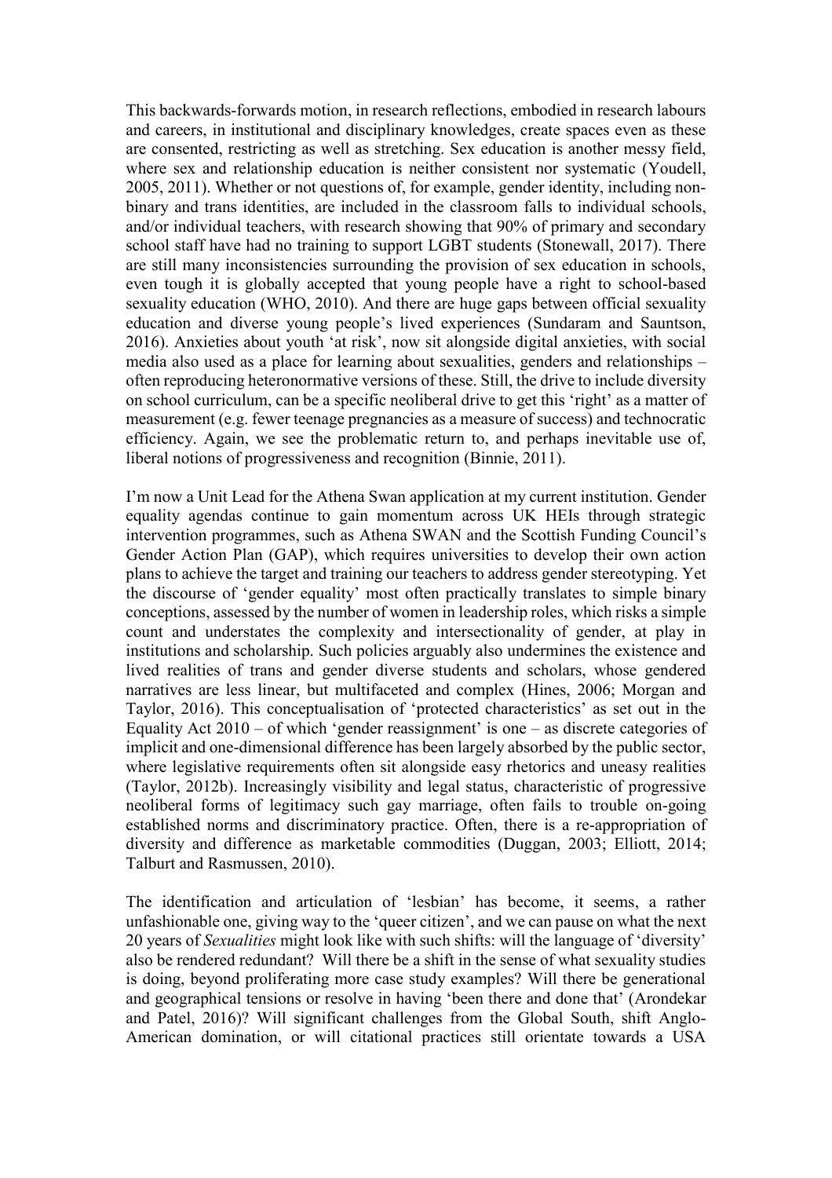This backwards-forwards motion, in research reflections, embodied in research labours and careers, in institutional and disciplinary knowledges, create spaces even as these are consented, restricting as well as stretching. Sex education is another messy field, where sex and relationship education is neither consistent nor systematic (Youdell, 2005, 2011). Whether or not questions of, for example, gender identity, including non-binary and trans identities, are included in the classroom falls to individual schools, and/or individual teachers, with research showing that 90% of primary and secondary school staff have had no training to support LGBT students (Stonewall, 2017). There are still many inconsistencies surrounding the provision of sex education in schools, even tough it is globally accepted that young people have a right to school-based sexuality education (WHO, 2010). And there are huge gaps between official sexuality education and diverse young people's lived experiences (Sundaram and Sauntson, 2016). Anxieties about youth 'at risk', now sit alongside digital anxieties, with social media also used as a place for learning about sexualities, genders and relationships – often reproducing heteronormative versions of these. Still, the drive to include diversity on school curriculum, can be a specific neoliberal drive to get this 'right' as a matter of measurement (e.g. fewer teenage pregnancies as a measure of success) and technocratic efficiency. Again, we see the problematic return to, and perhaps inevitable use of, liberal notions of progressiveness and recognition (Binnie, 2011).

I'm now a Unit Lead for the Athena Swan application at my current institution. Gender equality agendas continue to gain momentum across UK HEIs through strategic intervention programmes, such as Athena SWAN and the Scottish Funding Council's Gender Action Plan (GAP), which requires universities to develop their own action plans to achieve the target and training our teachers to address gender stereotyping. Yet the discourse of 'gender equality' most often practically translates to simple binary conceptions, assessed by the number of women in leadership roles, which risks a simple count and understates the complexity and intersectionality of gender, at play in institutions and scholarship. Such policies arguably also undermines the existence and lived realities of trans and gender diverse students and scholars, whose gendered narratives are less linear, but multifaceted and complex (Hines, 2006; Morgan and Taylor, 2016). This conceptualisation of 'protected characteristics' as set out in the Equality Act 2010 – of which 'gender reassignment' is one – as discrete categories of implicit and one-dimensional difference has been largely absorbed by the public sector, where legislative requirements often sit alongside easy rhetorics and uneasy realities (Taylor, 2012b). Increasingly visibility and legal status, characteristic of progressive neoliberal forms of legitimacy such gay marriage, often fails to trouble on-going established norms and discriminatory practice. Often, there is a re-appropriation of diversity and difference as marketable commodities (Duggan, 2003; Elliott, 2014; Talburt and Rasmussen, 2010).

The identification and articulation of 'lesbian' has become, it seems, a rather unfashionable one, giving way to the 'queer citizen', and we can pause on what the next 20 years of *Sexualities* might look like with such shifts: will the language of 'diversity' also be rendered redundant? Will there be a shift in the sense of what sexuality studies is doing, beyond proliferating more case study examples? Will there be generational and geographical tensions or resolve in having 'been there and done that' (Arondekar and Patel, 2016)? Will significant challenges from the Global South, shift Anglo-American domination, or will citational practices still orientate towards a USA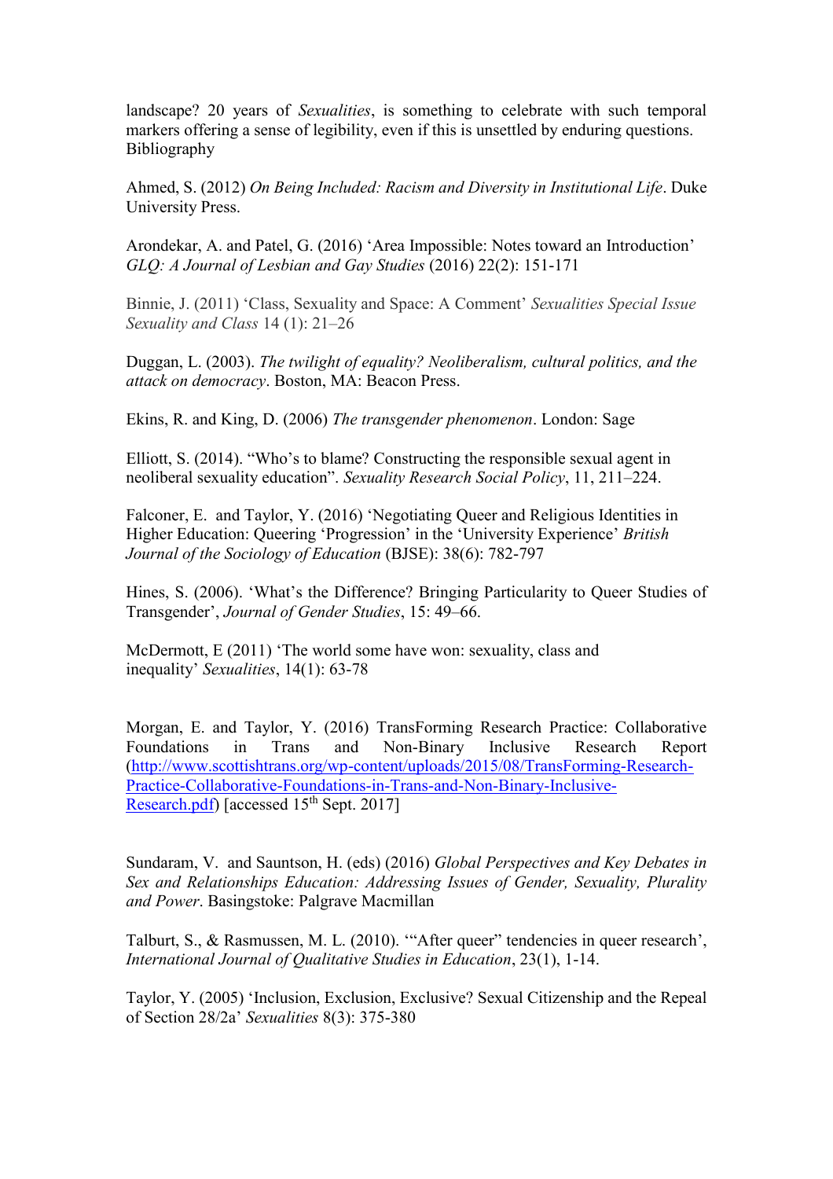landscape? 20 years of *Sexualities*, is something to celebrate with such temporal markers offering a sense of legibility, even if this is unsettled by enduring questions.

## Bibliography

Ahmed, S. (2012) *On Being Included: Racism and Diversity in Institutional Life*. Duke University Press.

Arondekar, A. and Patel, G. (2016) 'Area Impossible: Notes toward an Introduction' *GLQ: A Journal of Lesbian and Gay Studies* (2016) 22(2): 151-171

Binnie, J. (2011) 'Class, Sexuality and Space: A Comment' *Sexualities Special Issue Sexuality and Class* 14 (1): 21–26

Duggan, L. (2003). *The twilight of equality? Neoliberalism, cultural politics, and the attack on democracy*. Boston, MA: Beacon Press.

Ekins, R. and King, D. (2006) *The transgender phenomenon*. London: Sage

Elliott, S. (2014). "Who's to blame? Constructing the responsible sexual agent in neoliberal sexuality education". *Sexuality Research Social Policy*, 11, 211–224.

Falconer, E. and Taylor, Y. (2016) 'Negotiating Queer and Religious Identities in Higher Education: Queering 'Progression' in the 'University Experience' *British Journal of the Sociology of Education* (BJSE): 38(6): 782-797

Hines, S. (2006). 'What's the Difference? Bringing Particularity to Queer Studies of Transgender', *Journal of Gender Studies*, 15: 49–66.

McDermott, E (2011) 'The world some have won: sexuality, class and inequality' *Sexualities*, 14(1): 63-78

Morgan, E. and Taylor, Y. (2016) TransForming Research Practice: Collaborative Foundations in Trans and Non-Binary Inclusive Research Report (http://www.scottishtrans.org/wp-content/uploads/2015/08/TransForming-Research-Practice-Collaborative-Foundations-in-Trans-and-Non-Binary-Inclusive-Research.pdf) [accessed 15th Sept. 2017]

Sundaram, V. and Sauntson, H. (eds) (2016) *Global Perspectives and Key Debates in Sex and Relationships Education: Addressing Issues of Gender, Sexuality, Plurality and Power*. Basingstoke: Palgrave Macmillan

Talburt, S., & Rasmussen, M. L. (2010). '"After queer" tendencies in queer research', *International Journal of Qualitative Studies in Education*, 23(1), 1-14.

Taylor, Y. (2005) 'Inclusion, Exclusion, Exclusive? Sexual Citizenship and the Repeal of Section 28/2a' *Sexualities* 8(3): 375-380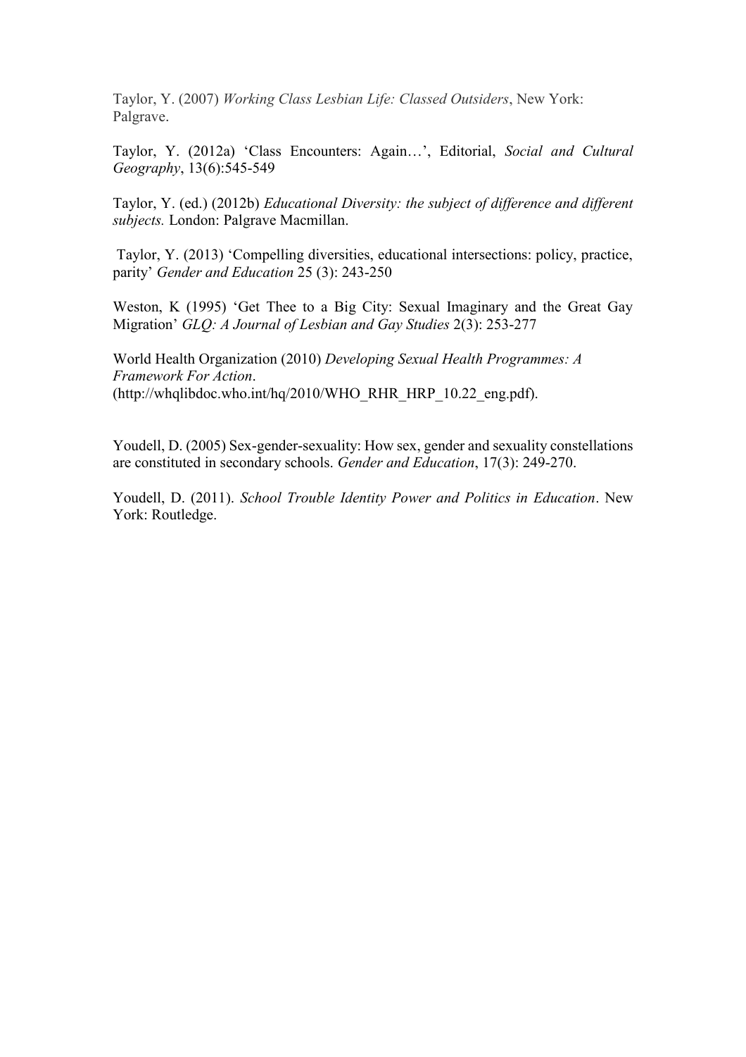Taylor, Y. (2007) *Working Class Lesbian Life: Classed Outsiders*, New York: Palgrave.

Taylor, Y. (2012a) 'Class Encounters: Again…', Editorial, *Social and Cultural Geography*, 13(6):545-549

Taylor, Y. (ed.) (2012b) *Educational Diversity: the subject of difference and different subjects.* London: Palgrave Macmillan.

Taylor, Y. (2013) 'Compelling diversities, educational intersections: policy, practice, parity' *Gender and Education* 25 (3): 243-250

Weston, K (1995) 'Get Thee to a Big City: Sexual Imaginary and the Great Gay Migration' *GLQ: A Journal of Lesbian and Gay Studies* 2(3): 253-277

World Health Organization (2010) *Developing Sexual Health Programmes: A Framework For Action*. (http://whqlibdoc.who.int/hq/2010/WHO_RHR_HRP_10.22_eng.pdf).

Youdell, D. (2005) Sex-gender-sexuality: How sex, gender and sexuality constellations are constituted in secondary schools. *Gender and Education*, 17(3): 249-270.

Youdell, D. (2011). *School Trouble Identity Power and Politics in Education*. New York: Routledge.